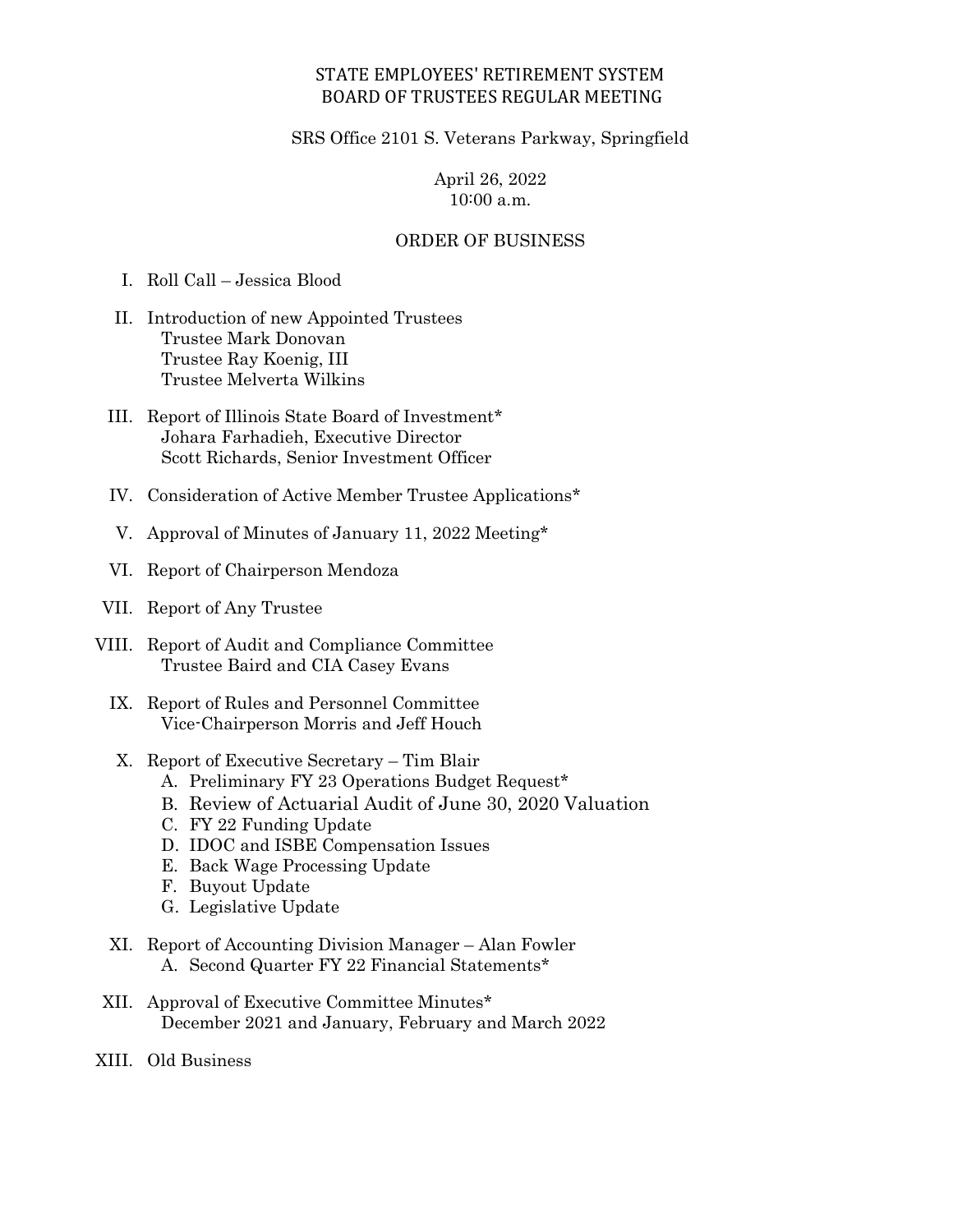# STATE EMPLOYEES' RETIREMENT SYSTEM
## BOARD OF TRUSTEES REGULAR MEETING

SRS Office 2101 S. Veterans Parkway, Springfield

April 26, 2022
10:00 a.m.

### ORDER OF BUSINESS

I. Roll Call – Jessica Blood

II. Introduction of new Appointed Trustees
Trustee Mark Donovan
Trustee Ray Koenig, III
Trustee Melverta Wilkins

III. Report of Illinois State Board of Investment*
Johara Farhadieh, Executive Director
Scott Richards, Senior Investment Officer

IV. Consideration of Active Member Trustee Applications*

V. Approval of Minutes of January 11, 2022 Meeting*

VI. Report of Chairperson Mendoza

VII. Report of Any Trustee

VIII. Report of Audit and Compliance Committee
Trustee Baird and CIA Casey Evans

IX. Report of Rules and Personnel Committee
Vice-Chairperson Morris and Jeff Houch

X. Report of Executive Secretary – Tim Blair
A. Preliminary FY 23 Operations Budget Request*
B. Review of Actuarial Audit of June 30, 2020 Valuation
C. FY 22 Funding Update
D. IDOC and ISBE Compensation Issues
E. Back Wage Processing Update
F. Buyout Update
G. Legislative Update

XI. Report of Accounting Division Manager – Alan Fowler
A. Second Quarter FY 22 Financial Statements*

XII. Approval of Executive Committee Minutes*
December 2021 and January, February and March 2022

XIII. Old Business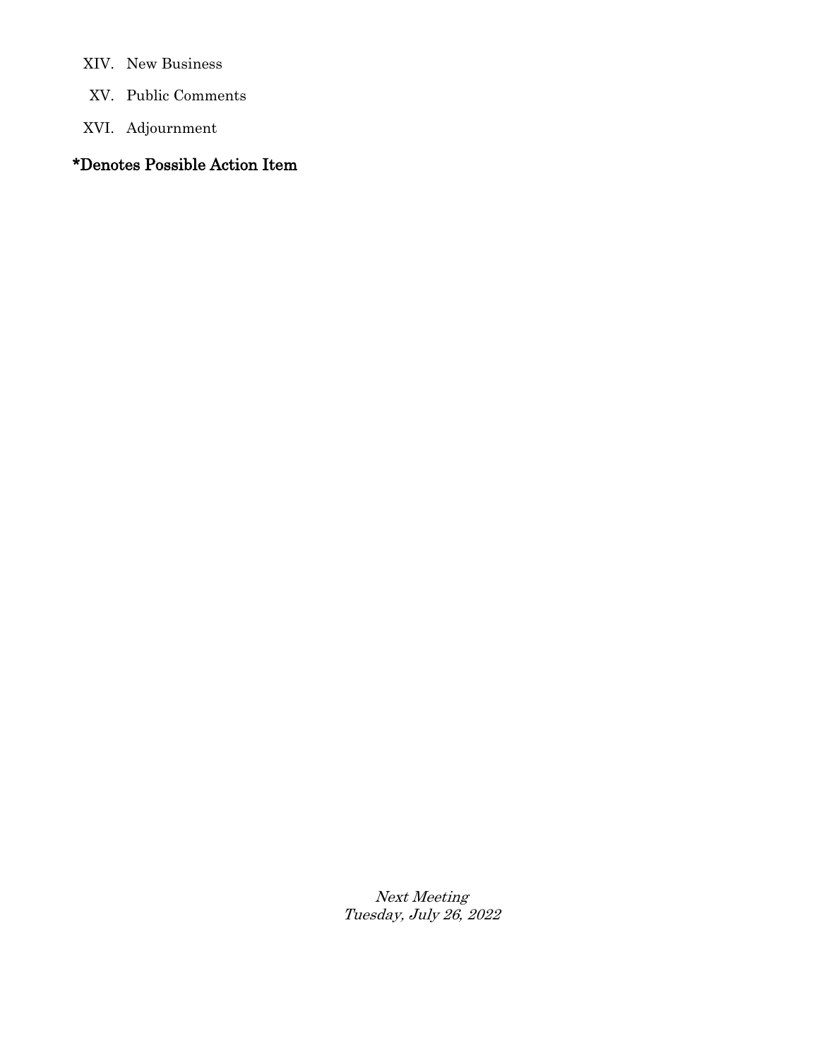XIV. New Business

XV. Public Comments

XVI. Adjournment

**\*Denotes Possible Action Item**

*Next Meeting*
*Tuesday, July 26, 2022*